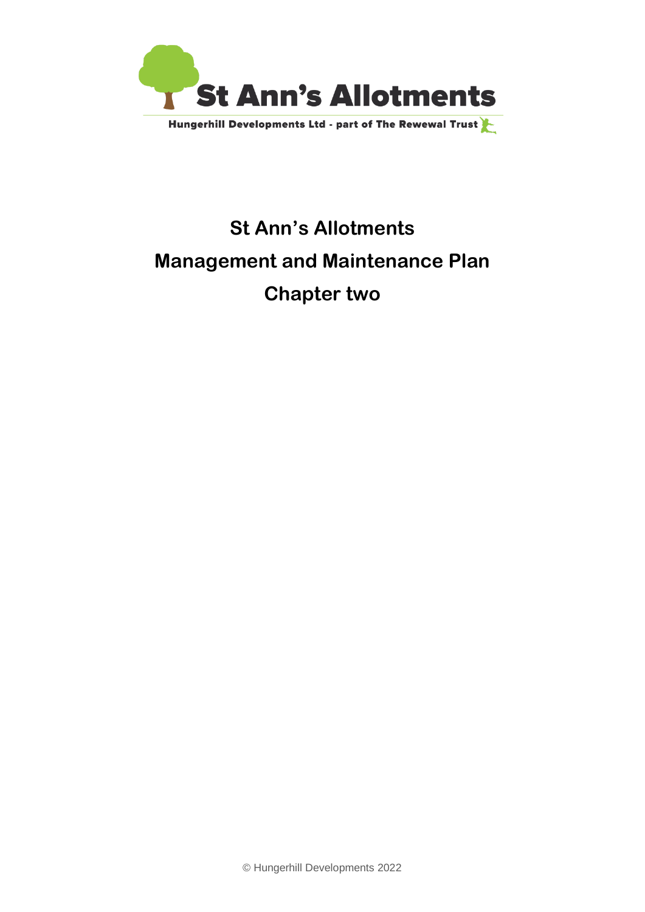St Ann's Allotments

Hungerhill Developments Ltd - part of The Rewewal Trust

# St Ann's Allotments

# Management and Maintenance Plan

# Chapter two

© Hungerhill Developments 2022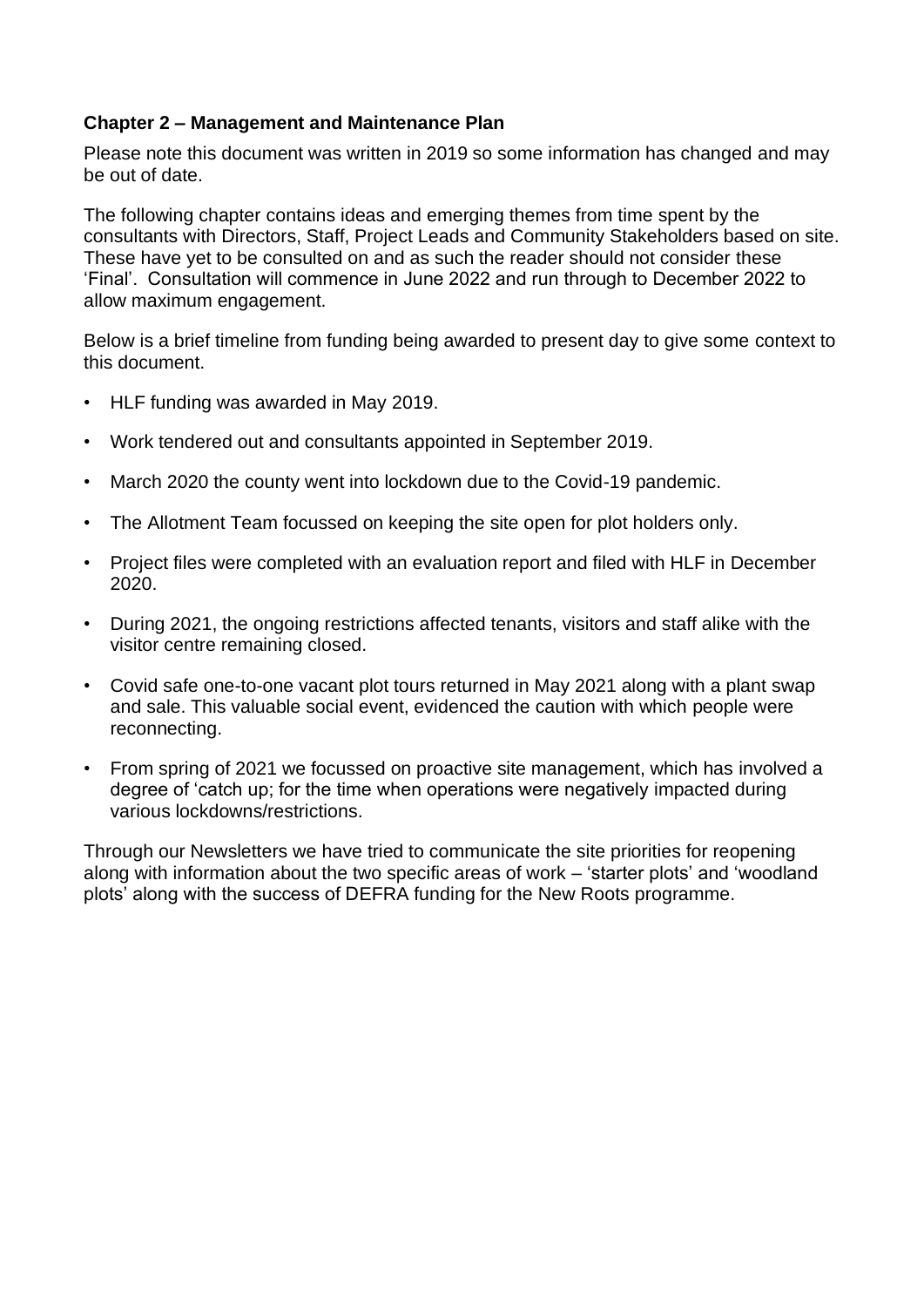**Chapter 2 – Management and Maintenance Plan**

Please note this document was written in 2019 so some information has changed and may be out of date.

The following chapter contains ideas and emerging themes from time spent by the consultants with Directors, Staff, Project Leads and Community Stakeholders based on site. These have yet to be consulted on and as such the reader should not consider these 'Final'. Consultation will commence in June 2022 and run through to December 2022 to allow maximum engagement.

Below is a brief timeline from funding being awarded to present day to give some context to this document.

- HLF funding was awarded in May 2019.
- Work tendered out and consultants appointed in September 2019.
- March 2020 the county went into lockdown due to the Covid-19 pandemic.
- The Allotment Team focussed on keeping the site open for plot holders only.
- Project files were completed with an evaluation report and filed with HLF in December 2020.
- During 2021, the ongoing restrictions affected tenants, visitors and staff alike with the visitor centre remaining closed.
- Covid safe one-to-one vacant plot tours returned in May 2021 along with a plant swap and sale. This valuable social event, evidenced the caution with which people were reconnecting.
- From spring of 2021 we focussed on proactive site management, which has involved a degree of 'catch up; for the time when operations were negatively impacted during various lockdowns/restrictions.

Through our Newsletters we have tried to communicate the site priorities for reopening along with information about the two specific areas of work – 'starter plots' and 'woodland plots' along with the success of DEFRA funding for the New Roots programme.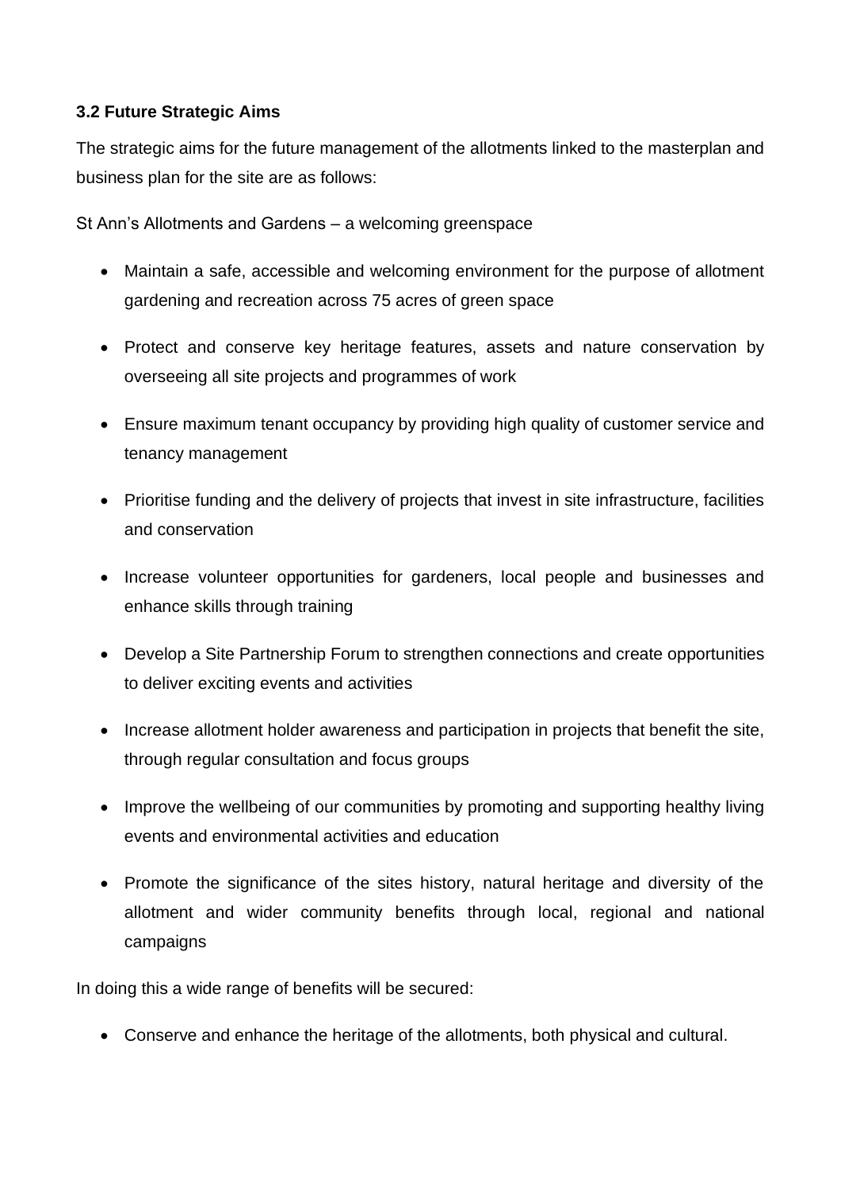### 3.2 Future Strategic Aims

The strategic aims for the future management of the allotments linked to the masterplan and business plan for the site are as follows:

St Ann's Allotments and Gardens – a welcoming greenspace

- Maintain a safe, accessible and welcoming environment for the purpose of allotment gardening and recreation across 75 acres of green space
- Protect and conserve key heritage features, assets and nature conservation by overseeing all site projects and programmes of work
- Ensure maximum tenant occupancy by providing high quality of customer service and tenancy management
- Prioritise funding and the delivery of projects that invest in site infrastructure, facilities and conservation
- Increase volunteer opportunities for gardeners, local people and businesses and enhance skills through training
- Develop a Site Partnership Forum to strengthen connections and create opportunities to deliver exciting events and activities
- Increase allotment holder awareness and participation in projects that benefit the site, through regular consultation and focus groups
- Improve the wellbeing of our communities by promoting and supporting healthy living events and environmental activities and education
- Promote the significance of the sites history, natural heritage and diversity of the allotment and wider community benefits through local, regional and national campaigns

In doing this a wide range of benefits will be secured:

- Conserve and enhance the heritage of the allotments, both physical and cultural.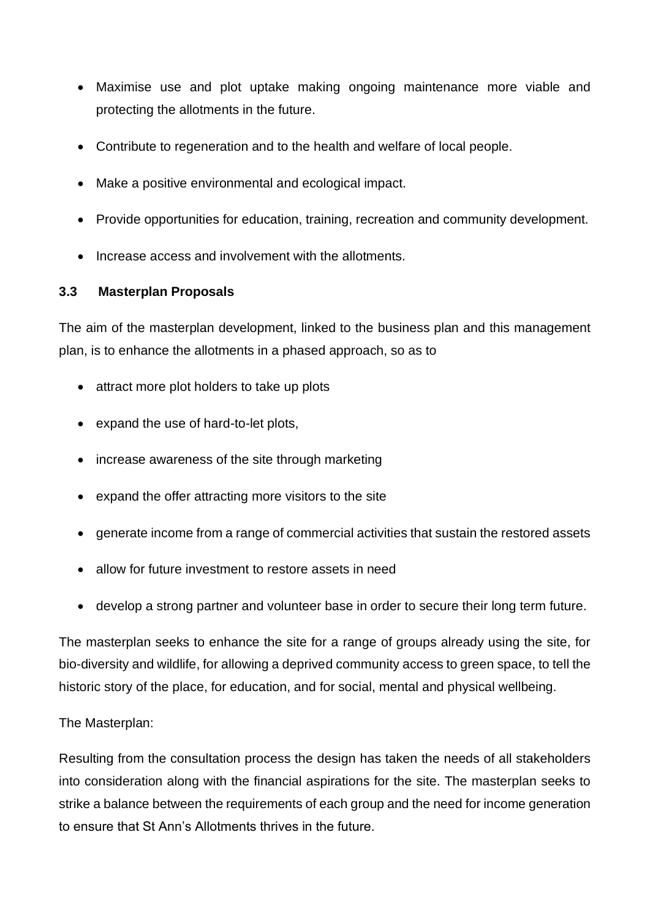- Maximise use and plot uptake making ongoing maintenance more viable and protecting the allotments in the future.
- Contribute to regeneration and to the health and welfare of local people.
- Make a positive environmental and ecological impact.
- Provide opportunities for education, training, recreation and community development.
- Increase access and involvement with the allotments.

### 3.3 Masterplan Proposals

The aim of the masterplan development, linked to the business plan and this management plan, is to enhance the allotments in a phased approach, so as to

- attract more plot holders to take up plots
- expand the use of hard-to-let plots,
- increase awareness of the site through marketing
- expand the offer attracting more visitors to the site
- generate income from a range of commercial activities that sustain the restored assets
- allow for future investment to restore assets in need
- develop a strong partner and volunteer base in order to secure their long term future.

The masterplan seeks to enhance the site for a range of groups already using the site, for bio-diversity and wildlife, for allowing a deprived community access to green space, to tell the historic story of the place, for education, and for social, mental and physical wellbeing.

The Masterplan:

Resulting from the consultation process the design has taken the needs of all stakeholders into consideration along with the financial aspirations for the site. The masterplan seeks to strike a balance between the requirements of each group and the need for income generation to ensure that St Ann's Allotments thrives in the future.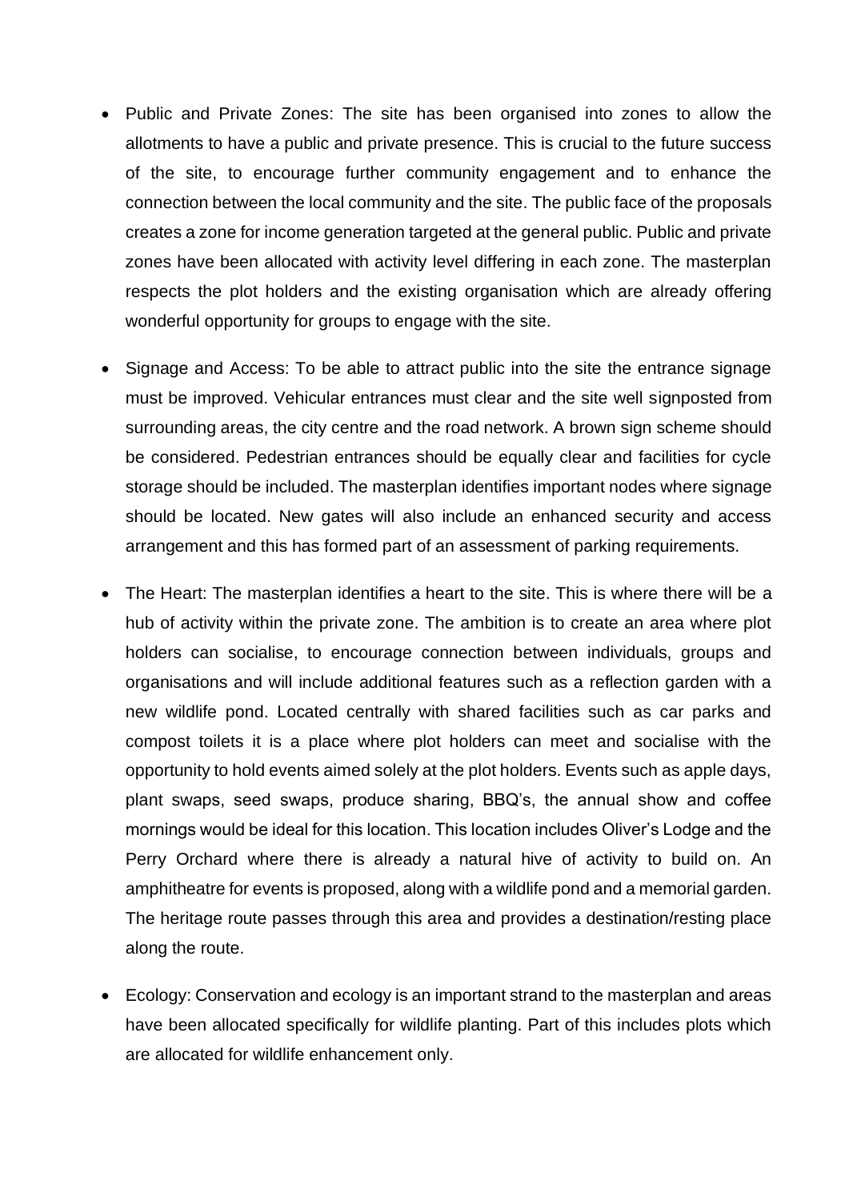- Public and Private Zones: The site has been organised into zones to allow the allotments to have a public and private presence. This is crucial to the future success of the site, to encourage further community engagement and to enhance the connection between the local community and the site. The public face of the proposals creates a zone for income generation targeted at the general public. Public and private zones have been allocated with activity level differing in each zone. The masterplan respects the plot holders and the existing organisation which are already offering wonderful opportunity for groups to engage with the site.

- Signage and Access: To be able to attract public into the site the entrance signage must be improved. Vehicular entrances must clear and the site well signposted from surrounding areas, the city centre and the road network. A brown sign scheme should be considered. Pedestrian entrances should be equally clear and facilities for cycle storage should be included. The masterplan identifies important nodes where signage should be located. New gates will also include an enhanced security and access arrangement and this has formed part of an assessment of parking requirements.

- The Heart: The masterplan identifies a heart to the site. This is where there will be a hub of activity within the private zone. The ambition is to create an area where plot holders can socialise, to encourage connection between individuals, groups and organisations and will include additional features such as a reflection garden with a new wildlife pond. Located centrally with shared facilities such as car parks and compost toilets it is a place where plot holders can meet and socialise with the opportunity to hold events aimed solely at the plot holders. Events such as apple days, plant swaps, seed swaps, produce sharing, BBQ's, the annual show and coffee mornings would be ideal for this location. This location includes Oliver's Lodge and the Perry Orchard where there is already a natural hive of activity to build on. An amphitheatre for events is proposed, along with a wildlife pond and a memorial garden. The heritage route passes through this area and provides a destination/resting place along the route.

- Ecology: Conservation and ecology is an important strand to the masterplan and areas have been allocated specifically for wildlife planting. Part of this includes plots which are allocated for wildlife enhancement only.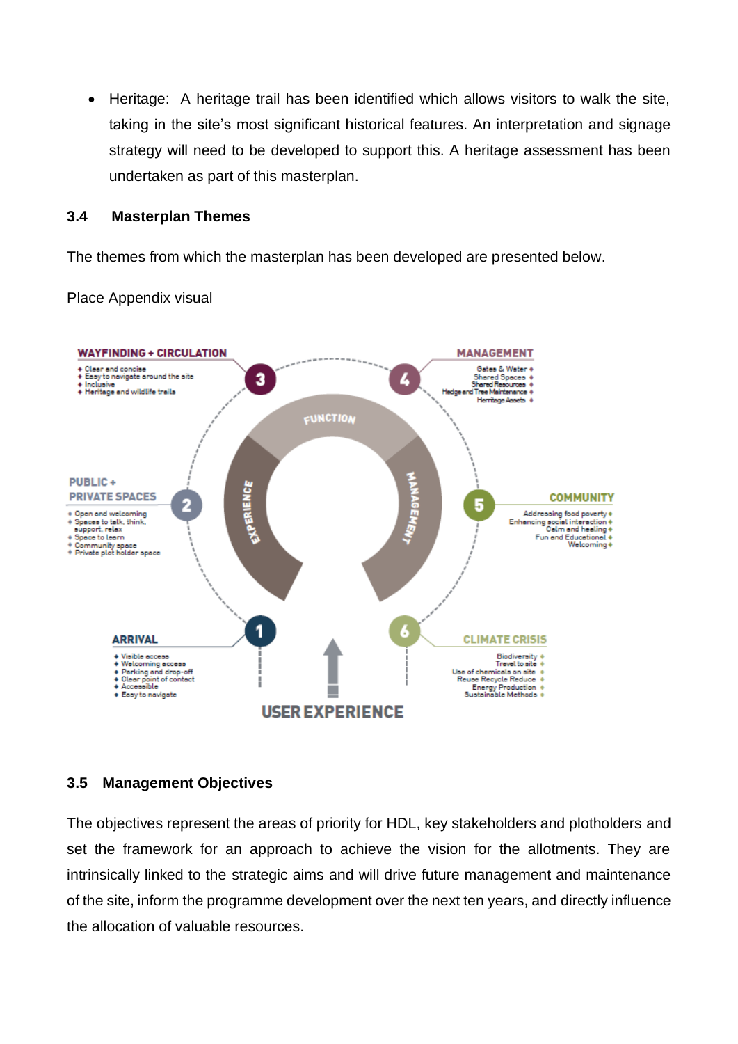- Heritage: A heritage trail has been identified which allows visitors to walk the site, taking in the site's most significant historical features. An interpretation and signage strategy will need to be developed to support this. A heritage assessment has been undertaken as part of this masterplan.

### 3.4 Masterplan Themes

The themes from which the masterplan has been developed are presented below.

Place Appendix visual

**WAYFINDING + CIRCULATION** (3)
- Clear and concise
- Easy to navigate around the site
- Inclusive
- Heritage and wildlife trails

**MANAGEMENT** (4)
- Gates & Water
- Shared Spaces
- Shared Resources
- Hedge and Tree Maintenance
- Heritage Assets

**PUBLIC + PRIVATE SPACES** (2)
- Open and welcoming
- Spaces to talk, think, support, relax
- Space to learn
- Community space
- Private plot holder space

**COMMUNITY** (5)
- Addressing food poverty
- Enhancing social interaction
- Calm and healing
- Fun and Educational
- Welcoming

**ARRIVAL** (1)
- Visible access
- Welcoming access
- Parking and drop-off
- Clear point of contact
- Accessible
- Easy to navigate

**CLIMATE CRISIS** (6)
- Biodiversity
- Travel to site
- Use of chemicals on site
- Reuse Recycle Reduce
- Energy Production
- Sustainable Methods

FUNCTION — EXPERIENCE — MANAGEMENT

USER EXPERIENCE

### 3.5 Management Objectives

The objectives represent the areas of priority for HDL, key stakeholders and plotholders and set the framework for an approach to achieve the vision for the allotments. They are intrinsically linked to the strategic aims and will drive future management and maintenance of the site, inform the programme development over the next ten years, and directly influence the allocation of valuable resources.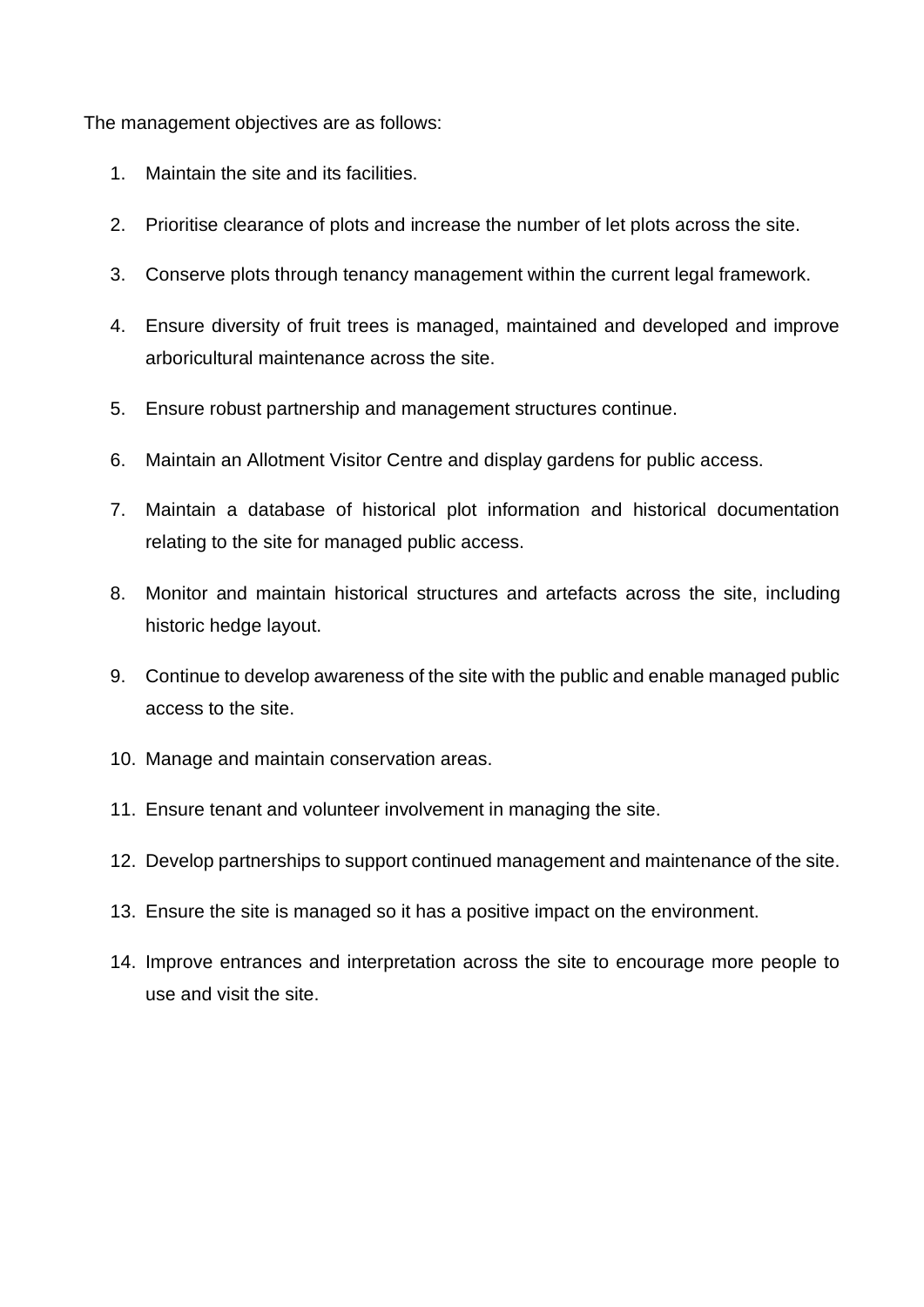The management objectives are as follows:

1. Maintain the site and its facilities.
2. Prioritise clearance of plots and increase the number of let plots across the site.
3. Conserve plots through tenancy management within the current legal framework.
4. Ensure diversity of fruit trees is managed, maintained and developed and improve arboricultural maintenance across the site.
5. Ensure robust partnership and management structures continue.
6. Maintain an Allotment Visitor Centre and display gardens for public access.
7. Maintain a database of historical plot information and historical documentation relating to the site for managed public access.
8. Monitor and maintain historical structures and artefacts across the site, including historic hedge layout.
9. Continue to develop awareness of the site with the public and enable managed public access to the site.
10. Manage and maintain conservation areas.
11. Ensure tenant and volunteer involvement in managing the site.
12. Develop partnerships to support continued management and maintenance of the site.
13. Ensure the site is managed so it has a positive impact on the environment.
14. Improve entrances and interpretation across the site to encourage more people to use and visit the site.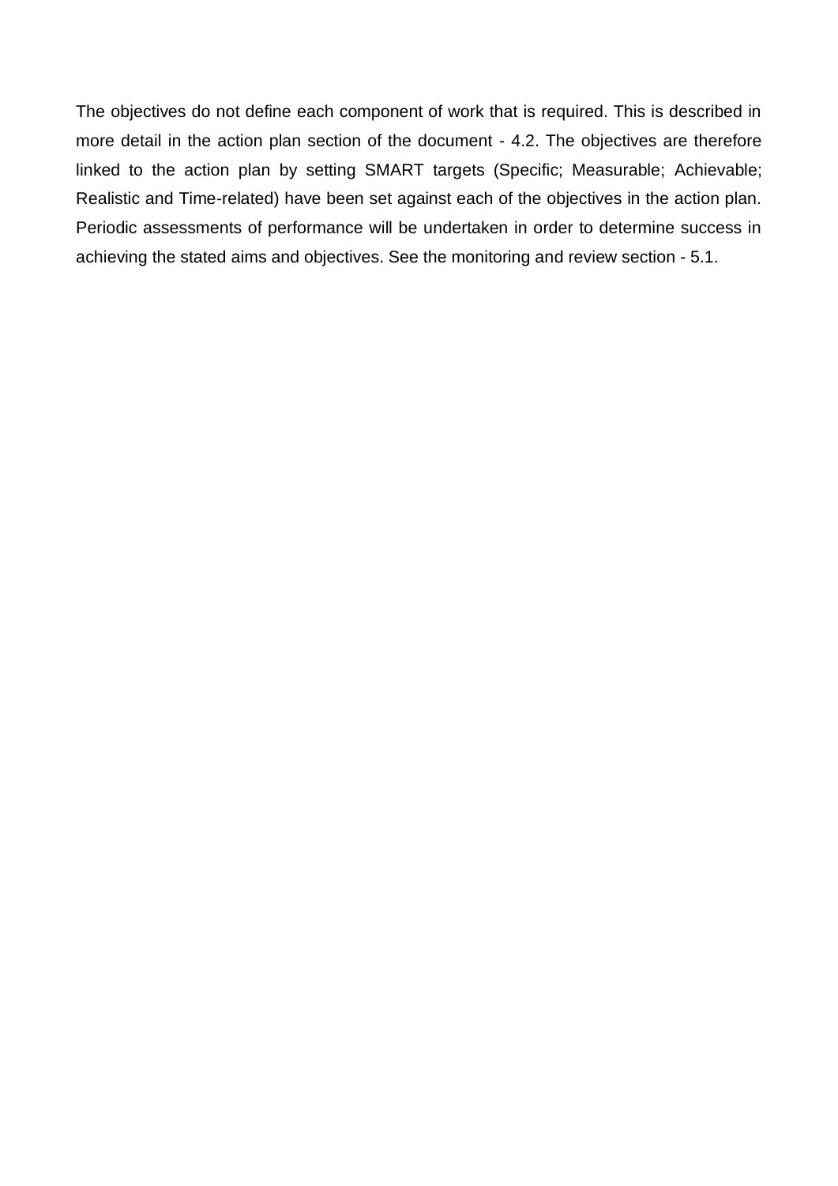The objectives do not define each component of work that is required. This is described in more detail in the action plan section of the document - 4.2. The objectives are therefore linked to the action plan by setting SMART targets (Specific; Measurable; Achievable; Realistic and Time-related) have been set against each of the objectives in the action plan. Periodic assessments of performance will be undertaken in order to determine success in achieving the stated aims and objectives. See the monitoring and review section - 5.1.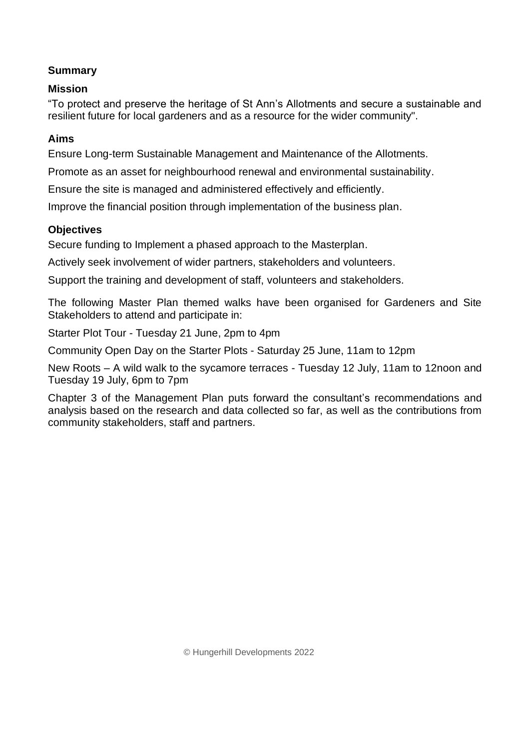## Summary

### Mission

"To protect and preserve the heritage of St Ann's Allotments and secure a sustainable and resilient future for local gardeners and as a resource for the wider community".

### Aims

Ensure Long-term Sustainable Management and Maintenance of the Allotments.

Promote as an asset for neighbourhood renewal and environmental sustainability.

Ensure the site is managed and administered effectively and efficiently.

Improve the financial position through implementation of the business plan.

### Objectives

Secure funding to Implement a phased approach to the Masterplan.

Actively seek involvement of wider partners, stakeholders and volunteers.

Support the training and development of staff, volunteers and stakeholders.

The following Master Plan themed walks have been organised for Gardeners and Site Stakeholders to attend and participate in:

Starter Plot Tour - Tuesday 21 June, 2pm to 4pm

Community Open Day on the Starter Plots - Saturday 25 June, 11am to 12pm

New Roots – A wild walk to the sycamore terraces - Tuesday 12 July, 11am to 12noon and Tuesday 19 July, 6pm to 7pm

Chapter 3 of the Management Plan puts forward the consultant's recommendations and analysis based on the research and data collected so far, as well as the contributions from community stakeholders, staff and partners.

© Hungerhill Developments 2022